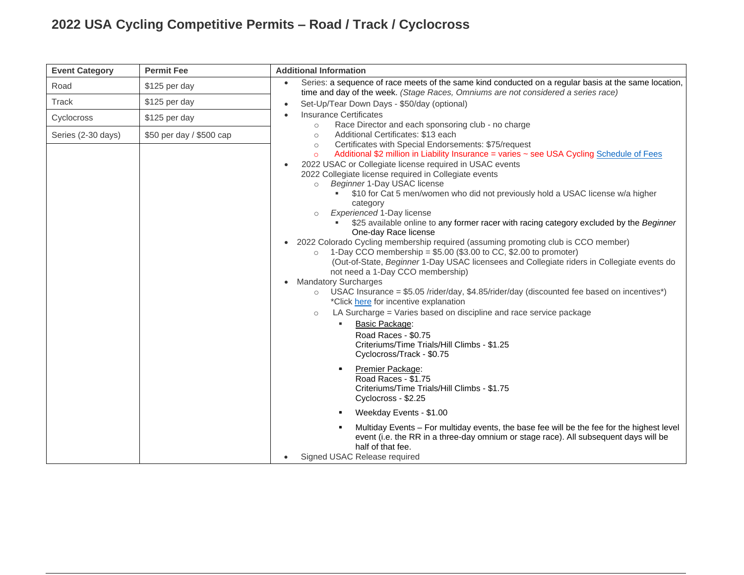# 2022 USA Cycling Competitive Permits – Road / Track / Cyclocross

| Event Category | Permit Fee | Additional Information |
|---|---|---|
| Road | $125 per day | (see below) |
| Track | $125 per day | |
| Cyclocross | $125 per day | |
| Series (2-30 days) | $50 per day / $500 cap | |

**Additional Information**

- Series: a sequence of race meets of the same kind conducted on a regular basis at the same location, time and day of the week. *(Stage Races, Omniums are not considered a series race)*
- Set-Up/Tear Down Days - $50/day (optional)
- Insurance Certificates
  - Race Director and each sponsoring club - no charge
  - Additional Certificates: $13 each
  - Certificates with Special Endorsements: $75/request
  - Additional $2 million in Liability Insurance = varies ~ see USA Cycling Schedule of Fees
- 2022 USAC or Collegiate license required in USAC events
  2022 Collegiate license required in Collegiate events
  - *Beginner* 1-Day USAC license
    - $10 for Cat 5 men/women who did not previously hold a USAC license w/a higher category
  - *Experienced* 1-Day license
    - $25 available online to any former racer with racing category excluded by the *Beginner* One-day Race license
- 2022 Colorado Cycling membership required (assuming promoting club is CCO member)
  - 1-Day CCO membership = $5.00 ($3.00 to CC, $2.00 to promoter)
    (Out-of-State, *Beginner* 1-Day USAC licensees and Collegiate riders in Collegiate events do not need a 1-Day CCO membership)
- Mandatory Surcharges
  - USAC Insurance = $5.05 /rider/day, $4.85/rider/day (discounted fee based on incentives*)
    *Click here for incentive explanation
  - LA Surcharge = Varies based on discipline and race service package
    - Basic Package:
      Road Races - $0.75
      Criteriums/Time Trials/Hill Climbs - $1.25
      Cyclocross/Track - $0.75
    - Premier Package:
      Road Races - $1.75
      Criteriums/Time Trials/Hill Climbs - $1.75
      Cyclocross - $2.25
    - Weekday Events - $1.00
    - Multiday Events – For multiday events, the base fee will be the fee for the highest level event (i.e. the RR in a three-day omnium or stage race). All subsequent days will be half of that fee.
- Signed USAC Release required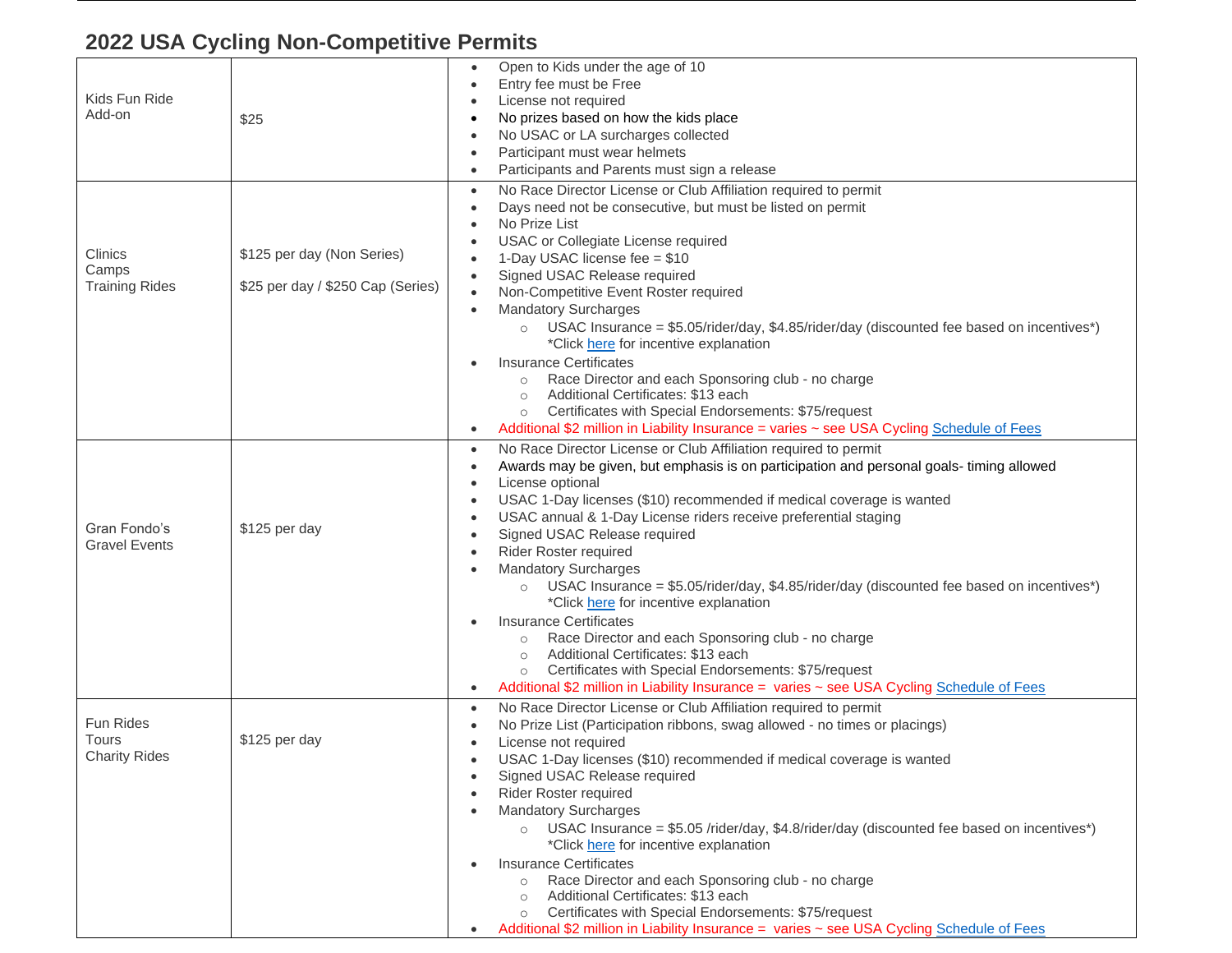## 2022 USA Cycling Non-Competitive Permits

| | | |
|---|---|---|
| Kids Fun Ride<br>Add-on | $25 | • Open to Kids under the age of 10<br>• Entry fee must be Free<br>• License not required<br>• No prizes based on how the kids place<br>• No USAC or LA surcharges collected<br>• Participant must wear helmets<br>• Participants and Parents must sign a release |
| Clinics<br>Camps<br>Training Rides | $125 per day (Non Series)<br><br>$25 per day / $250 Cap (Series) | • No Race Director License or Club Affiliation required to permit<br>• Days need not be consecutive, but must be listed on permit<br>• No Prize List<br>• USAC or Collegiate License required<br>• 1-Day USAC license fee = $10<br>• Signed USAC Release required<br>• Non-Competitive Event Roster required<br>• Mandatory Surcharges<br>&nbsp;&nbsp;&nbsp;&nbsp;○ USAC Insurance = $5.05/rider/day, $4.85/rider/day (discounted fee based on incentives*) *Click here for incentive explanation<br>• Insurance Certificates<br>&nbsp;&nbsp;&nbsp;&nbsp;○ Race Director and each Sponsoring club - no charge<br>&nbsp;&nbsp;&nbsp;&nbsp;○ Additional Certificates: $13 each<br>&nbsp;&nbsp;&nbsp;&nbsp;○ Certificates with Special Endorsements: $75/request<br>• Additional $2 million in Liability Insurance = varies ~ see USA Cycling Schedule of Fees |
| Gran Fondo's<br>Gravel Events | $125 per day | • No Race Director License or Club Affiliation required to permit<br>• Awards may be given, but emphasis is on participation and personal goals- timing allowed<br>• License optional<br>• USAC 1-Day licenses ($10) recommended if medical coverage is wanted<br>• USAC annual & 1-Day License riders receive preferential staging<br>• Signed USAC Release required<br>• Rider Roster required<br>• Mandatory Surcharges<br>&nbsp;&nbsp;&nbsp;&nbsp;○ USAC Insurance = $5.05/rider/day, $4.85/rider/day (discounted fee based on incentives*) *Click here for incentive explanation<br>• Insurance Certificates<br>&nbsp;&nbsp;&nbsp;&nbsp;○ Race Director and each Sponsoring club - no charge<br>&nbsp;&nbsp;&nbsp;&nbsp;○ Additional Certificates: $13 each<br>&nbsp;&nbsp;&nbsp;&nbsp;○ Certificates with Special Endorsements: $75/request<br>• Additional $2 million in Liability Insurance = varies ~ see USA Cycling Schedule of Fees |
| Fun Rides<br>Tours<br>Charity Rides | $125 per day | • No Race Director License or Club Affiliation required to permit<br>• No Prize List (Participation ribbons, swag allowed - no times or placings)<br>• License not required<br>• USAC 1-Day licenses ($10) recommended if medical coverage is wanted<br>• Signed USAC Release required<br>• Rider Roster required<br>• Mandatory Surcharges<br>&nbsp;&nbsp;&nbsp;&nbsp;○ USAC Insurance = $5.05 /rider/day, $4.8/rider/day (discounted fee based on incentives*) *Click here for incentive explanation<br>• Insurance Certificates<br>&nbsp;&nbsp;&nbsp;&nbsp;○ Race Director and each Sponsoring club - no charge<br>&nbsp;&nbsp;&nbsp;&nbsp;○ Additional Certificates: $13 each<br>&nbsp;&nbsp;&nbsp;&nbsp;○ Certificates with Special Endorsements: $75/request<br>• Additional $2 million in Liability Insurance = varies ~ see USA Cycling Schedule of Fees |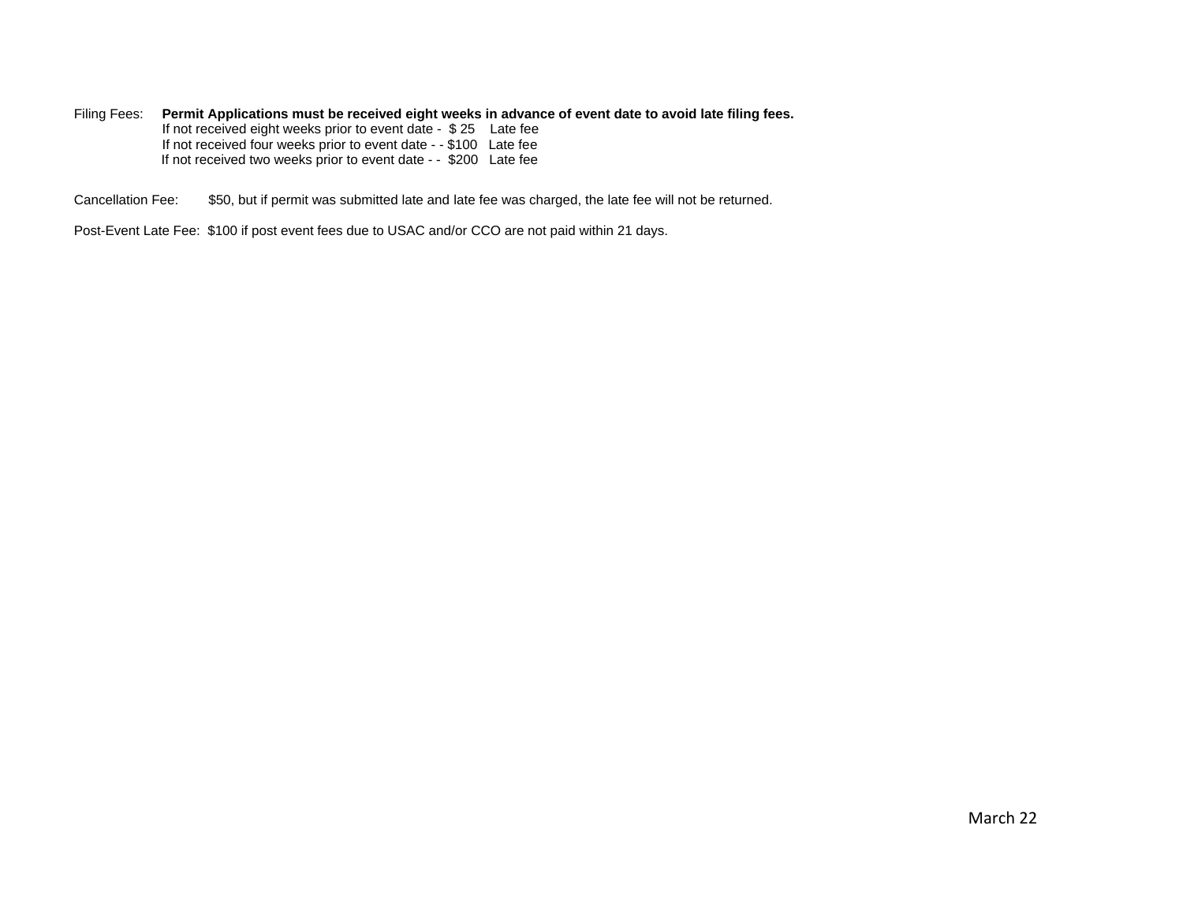Filing Fees: **Permit Applications must be received eight weeks in advance of event date to avoid late filing fees.**

If not received eight weeks prior to event date - $ 25 Late fee
If not received four weeks prior to event date - - $100 Late fee
If not received two weeks prior to event date - - $200 Late fee

Cancellation Fee: $50, but if permit was submitted late and late fee was charged, the late fee will not be returned.

Post-Event Late Fee: $100 if post event fees due to USAC and/or CCO are not paid within 21 days.

March 22